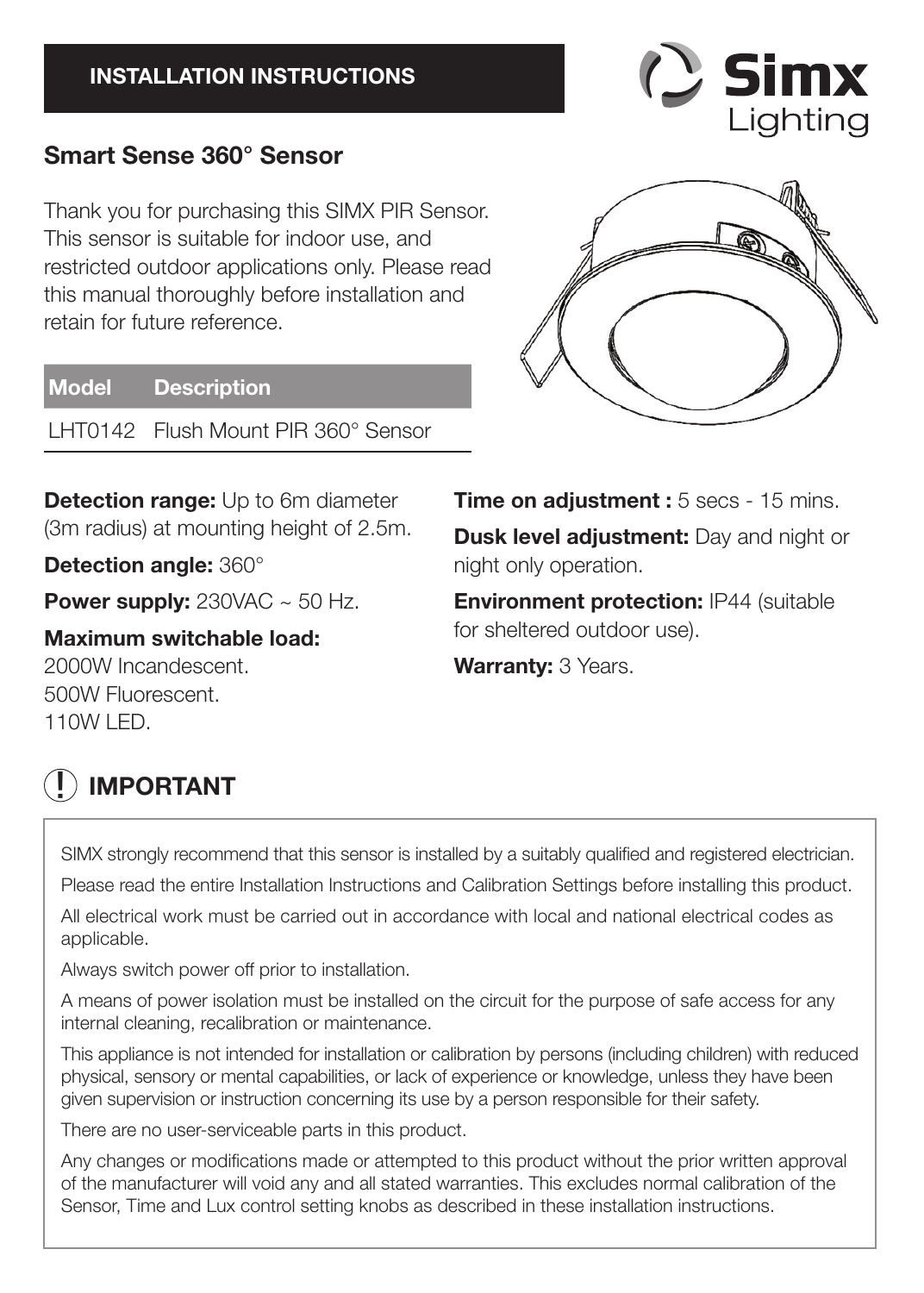**INSTALLATION INSTRUCTIONS**

Simx Lighting

## Smart Sense 360° Sensor

Thank you for purchasing this SIMX PIR Sensor. This sensor is suitable for indoor use, and restricted outdoor applications only. Please read this manual thoroughly before installation and retain for future reference.

| Model | Description |
| --- | --- |
| LHT0142 | Flush Mount PIR 360° Sensor |

**Detection range:** Up to 6m diameter (3m radius) at mounting height of 2.5m.

**Detection angle:** 360°

**Power supply:** 230VAC ~ 50 Hz.

**Maximum switchable load:**
2000W Incandescent.
500W Fluorescent.
110W LED.

**Time on adjustment :** 5 secs - 15 mins.

**Dusk level adjustment:** Day and night or night only operation.

**Environment protection:** IP44 (suitable for sheltered outdoor use).

**Warranty:** 3 Years.

## IMPORTANT

SIMX strongly recommend that this sensor is installed by a suitably qualified and registered electrician.

Please read the entire Installation Instructions and Calibration Settings before installing this product.

All electrical work must be carried out in accordance with local and national electrical codes as applicable.

Always switch power off prior to installation.

A means of power isolation must be installed on the circuit for the purpose of safe access for any internal cleaning, recalibration or maintenance.

This appliance is not intended for installation or calibration by persons (including children) with reduced physical, sensory or mental capabilities, or lack of experience or knowledge, unless they have been given supervision or instruction concerning its use by a person responsible for their safety.

There are no user-serviceable parts in this product.

Any changes or modifications made or attempted to this product without the prior written approval of the manufacturer will void any and all stated warranties. This excludes normal calibration of the Sensor, Time and Lux control setting knobs as described in these installation instructions.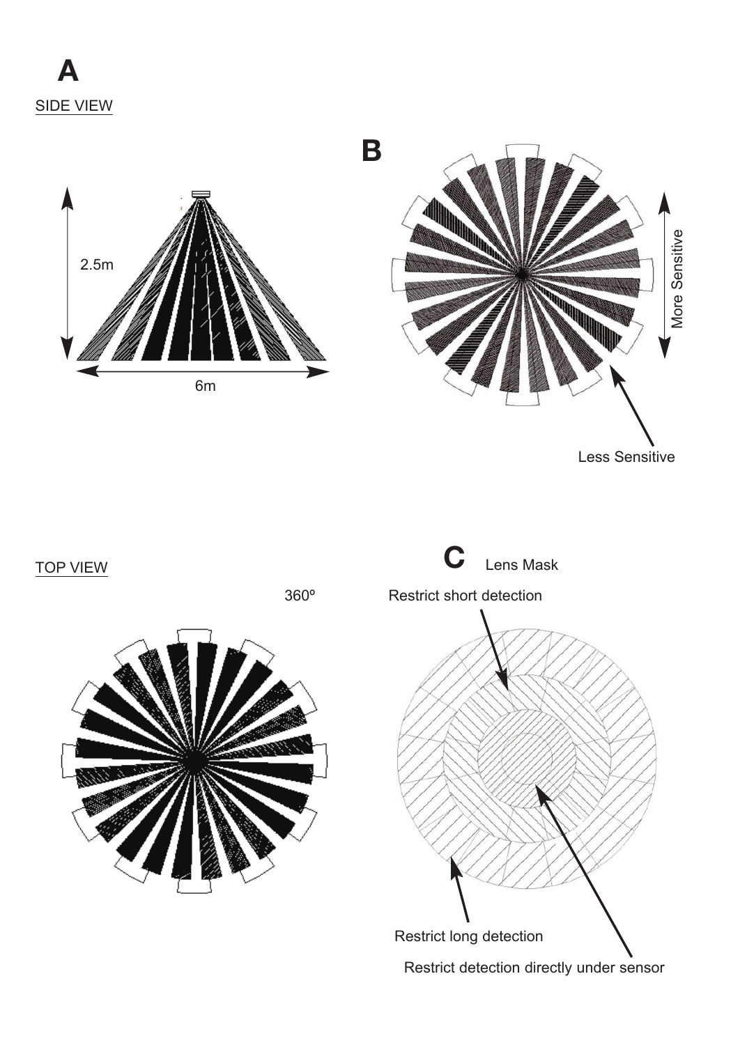**A**

SIDE VIEW

2.5m

6m

TOP VIEW

360º

**B**

More Sensitive

Less Sensitive

**C** Lens Mask

Restrict short detection

Restrict long detection

Restrict detection directly under sensor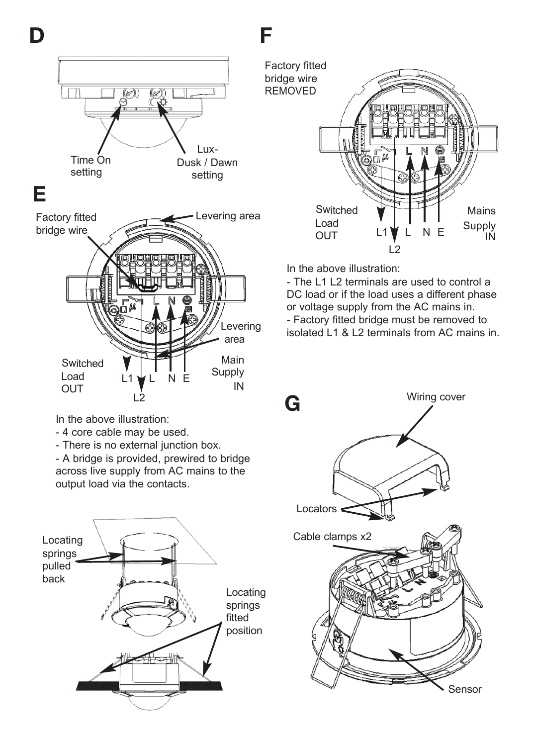## D

Time On setting

Lux- Dusk / Dawn setting

## E

Factory fitted bridge wire

Levering area

Levering area

Switched Load OUT

L1 L2 L N E

Main Supply IN

In the above illustration:

- 4 core cable may be used.
- There is no external junction box.
- A bridge is provided, prewired to bridge across live supply from AC mains to the output load via the contacts.

Locating springs pulled back

Locating springs fitted position

## F

Factory fitted bridge wire REMOVED

Switched Load OUT

L1 L2 L N E

Mains Supply IN

In the above illustration:

- The L1 L2 terminals are used to control a DC load or if the load uses a different phase or voltage supply from the AC mains in.
- Factory fitted bridge must be removed to isolated L1 & L2 terminals from AC mains in.

## G

Wiring cover

Locators

Cable clamps x2

Sensor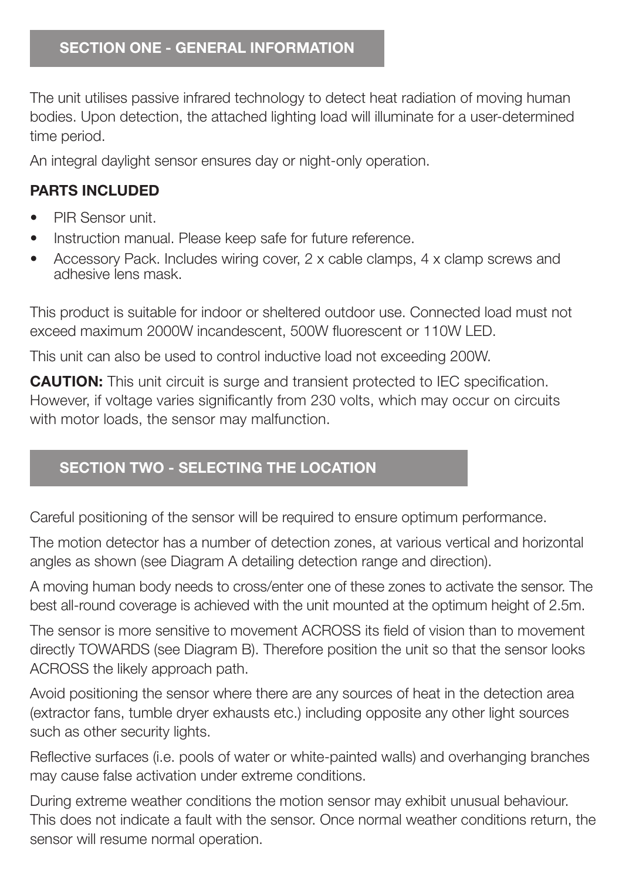## SECTION ONE - GENERAL INFORMATION

The unit utilises passive infrared technology to detect heat radiation of moving human bodies. Upon detection, the attached lighting load will illuminate for a user-determined time period.

An integral daylight sensor ensures day or night-only operation.

**PARTS INCLUDED**

- PIR Sensor unit.
- Instruction manual. Please keep safe for future reference.
- Accessory Pack. Includes wiring cover, 2 x cable clamps, 4 x clamp screws and adhesive lens mask.

This product is suitable for indoor or sheltered outdoor use. Connected load must not exceed maximum 2000W incandescent, 500W fluorescent or 110W LED.

This unit can also be used to control inductive load not exceeding 200W.

**CAUTION:** This unit circuit is surge and transient protected to IEC specification. However, if voltage varies significantly from 230 volts, which may occur on circuits with motor loads, the sensor may malfunction.

## SECTION TWO - SELECTING THE LOCATION

Careful positioning of the sensor will be required to ensure optimum performance.

The motion detector has a number of detection zones, at various vertical and horizontal angles as shown (see Diagram A detailing detection range and direction).

A moving human body needs to cross/enter one of these zones to activate the sensor. The best all-round coverage is achieved with the unit mounted at the optimum height of 2.5m.

The sensor is more sensitive to movement ACROSS its field of vision than to movement directly TOWARDS (see Diagram B). Therefore position the unit so that the sensor looks ACROSS the likely approach path.

Avoid positioning the sensor where there are any sources of heat in the detection area (extractor fans, tumble dryer exhausts etc.) including opposite any other light sources such as other security lights.

Reflective surfaces (i.e. pools of water or white-painted walls) and overhanging branches may cause false activation under extreme conditions.

During extreme weather conditions the motion sensor may exhibit unusual behaviour. This does not indicate a fault with the sensor. Once normal weather conditions return, the sensor will resume normal operation.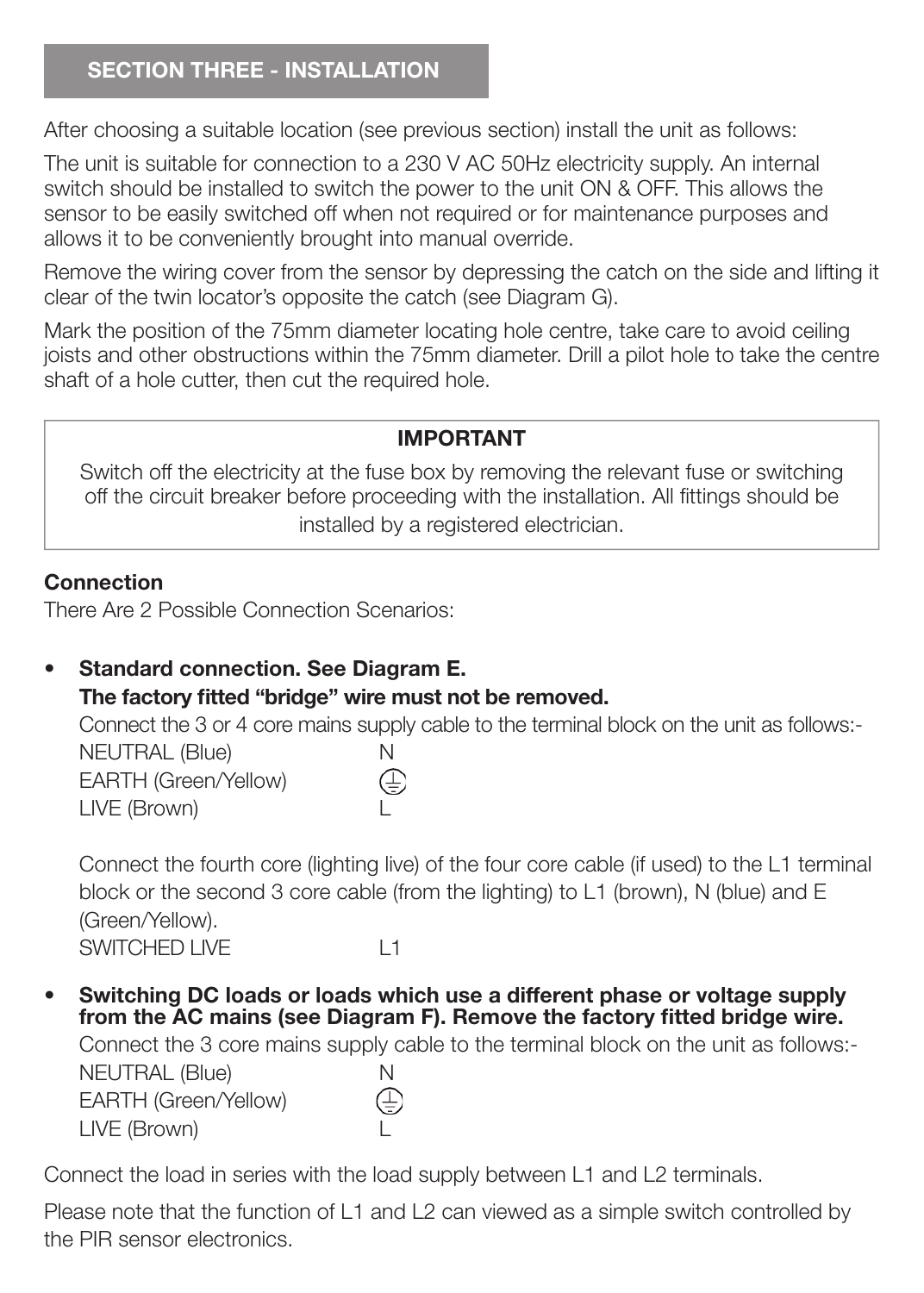## SECTION THREE - INSTALLATION

After choosing a suitable location (see previous section) install the unit as follows:

The unit is suitable for connection to a 230 V AC 50Hz electricity supply. An internal switch should be installed to switch the power to the unit ON & OFF. This allows the sensor to be easily switched off when not required or for maintenance purposes and allows it to be conveniently brought into manual override.

Remove the wiring cover from the sensor by depressing the catch on the side and lifting it clear of the twin locator's opposite the catch (see Diagram G).

Mark the position of the 75mm diameter locating hole centre, take care to avoid ceiling joists and other obstructions within the 75mm diameter. Drill a pilot hole to take the centre shaft of a hole cutter, then cut the required hole.

> **IMPORTANT**
>
> Switch off the electricity at the fuse box by removing the relevant fuse or switching off the circuit breaker before proceeding with the installation. All fittings should be installed by a registered electrician.

**Connection**

There Are 2 Possible Connection Scenarios:

- **Standard connection. See Diagram E.**
  **The factory fitted "bridge" wire must not be removed.**

  Connect the 3 or 4 core mains supply cable to the terminal block on the unit as follows:-

  | | |
  |---|---|
  | NEUTRAL (Blue) | N |
  | EARTH (Green/Yellow) | ⏚ |
  | LIVE (Brown) | L |

  Connect the fourth core (lighting live) of the four core cable (if used) to the L1 terminal block or the second 3 core cable (from the lighting) to L1 (brown), N (blue) and E (Green/Yellow).

  | | |
  |---|---|
  | SWITCHED LIVE | L1 |

- **Switching DC loads or loads which use a different phase or voltage supply from the AC mains (see Diagram F). Remove the factory fitted bridge wire.**

  Connect the 3 core mains supply cable to the terminal block on the unit as follows:-

  | | |
  |---|---|
  | NEUTRAL (Blue) | N |
  | EARTH (Green/Yellow) | ⏚ |
  | LIVE (Brown) | L |

Connect the load in series with the load supply between L1 and L2 terminals.

Please note that the function of L1 and L2 can viewed as a simple switch controlled by the PIR sensor electronics.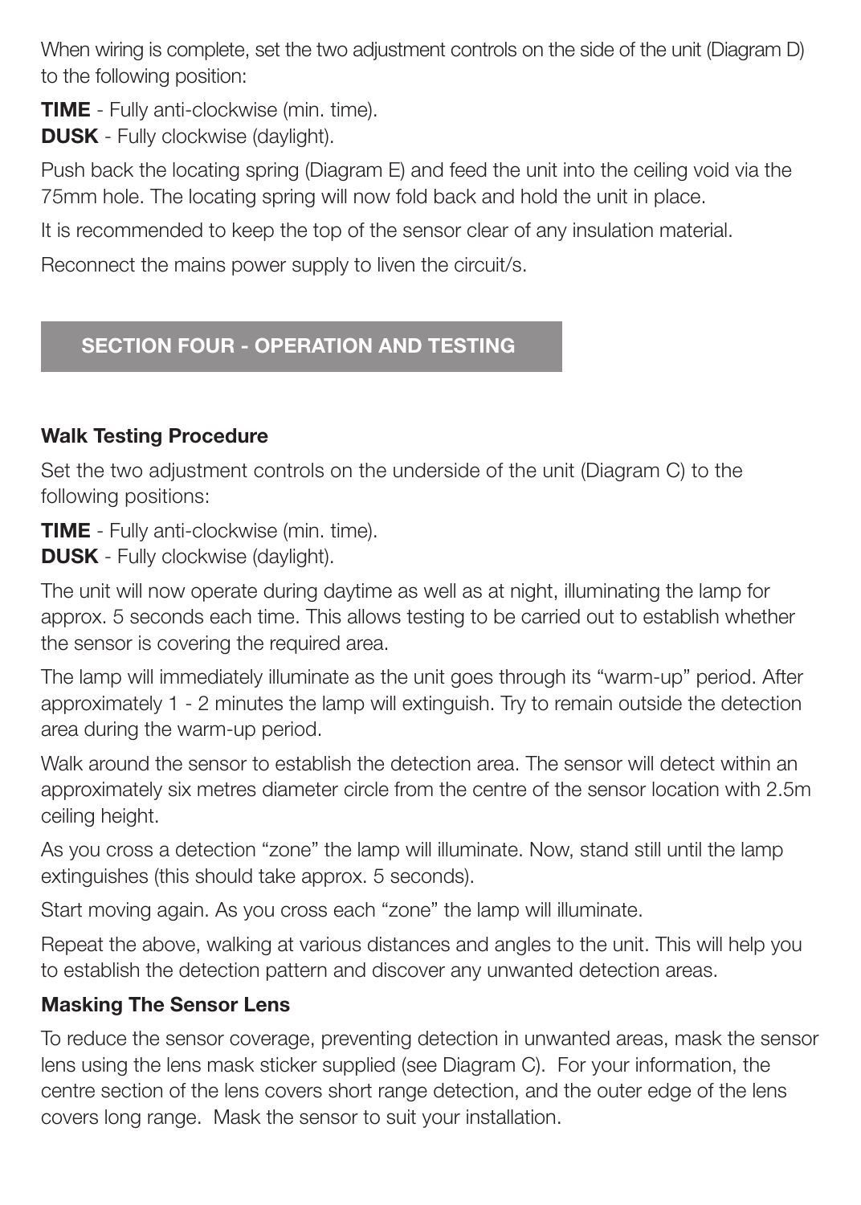When wiring is complete, set the two adjustment controls on the side of the unit (Diagram D) to the following position:

**TIME** - Fully anti-clockwise (min. time).
**DUSK** - Fully clockwise (daylight).

Push back the locating spring (Diagram E) and feed the unit into the ceiling void via the 75mm hole. The locating spring will now fold back and hold the unit in place.

It is recommended to keep the top of the sensor clear of any insulation material.

Reconnect the mains power supply to liven the circuit/s.

## SECTION FOUR - OPERATION AND TESTING

### Walk Testing Procedure

Set the two adjustment controls on the underside of the unit (Diagram C) to the following positions:

**TIME** - Fully anti-clockwise (min. time).
**DUSK** - Fully clockwise (daylight).

The unit will now operate during daytime as well as at night, illuminating the lamp for approx. 5 seconds each time. This allows testing to be carried out to establish whether the sensor is covering the required area.

The lamp will immediately illuminate as the unit goes through its "warm-up" period. After approximately 1 - 2 minutes the lamp will extinguish. Try to remain outside the detection area during the warm-up period.

Walk around the sensor to establish the detection area. The sensor will detect within an approximately six metres diameter circle from the centre of the sensor location with 2.5m ceiling height.

As you cross a detection "zone" the lamp will illuminate. Now, stand still until the lamp extinguishes (this should take approx. 5 seconds).

Start moving again. As you cross each "zone" the lamp will illuminate.

Repeat the above, walking at various distances and angles to the unit. This will help you to establish the detection pattern and discover any unwanted detection areas.

### Masking The Sensor Lens

To reduce the sensor coverage, preventing detection in unwanted areas, mask the sensor lens using the lens mask sticker supplied (see Diagram C). For your information, the centre section of the lens covers short range detection, and the outer edge of the lens covers long range. Mask the sensor to suit your installation.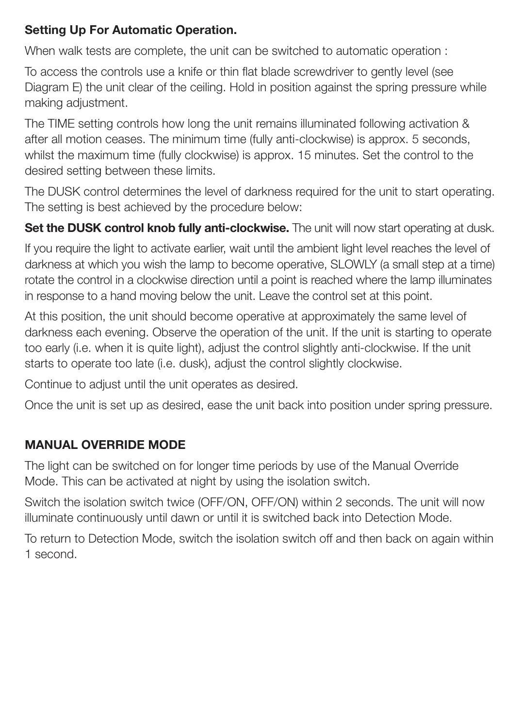**Setting Up For Automatic Operation.**

When walk tests are complete, the unit can be switched to automatic operation :

To access the controls use a knife or thin flat blade screwdriver to gently level (see Diagram E) the unit clear of the ceiling. Hold in position against the spring pressure while making adjustment.

The TIME setting controls how long the unit remains illuminated following activation & after all motion ceases. The minimum time (fully anti-clockwise) is approx. 5 seconds, whilst the maximum time (fully clockwise) is approx. 15 minutes. Set the control to the desired setting between these limits.

The DUSK control determines the level of darkness required for the unit to start operating. The setting is best achieved by the procedure below:

**Set the DUSK control knob fully anti-clockwise.** The unit will now start operating at dusk.

If you require the light to activate earlier, wait until the ambient light level reaches the level of darkness at which you wish the lamp to become operative, SLOWLY (a small step at a time) rotate the control in a clockwise direction until a point is reached where the lamp illuminates in response to a hand moving below the unit. Leave the control set at this point.

At this position, the unit should become operative at approximately the same level of darkness each evening. Observe the operation of the unit. If the unit is starting to operate too early (i.e. when it is quite light), adjust the control slightly anti-clockwise. If the unit starts to operate too late (i.e. dusk), adjust the control slightly clockwise.

Continue to adjust until the unit operates as desired.

Once the unit is set up as desired, ease the unit back into position under spring pressure.

**MANUAL OVERRIDE MODE**

The light can be switched on for longer time periods by use of the Manual Override Mode. This can be activated at night by using the isolation switch.

Switch the isolation switch twice (OFF/ON, OFF/ON) within 2 seconds. The unit will now illuminate continuously until dawn or until it is switched back into Detection Mode.

To return to Detection Mode, switch the isolation switch off and then back on again within 1 second.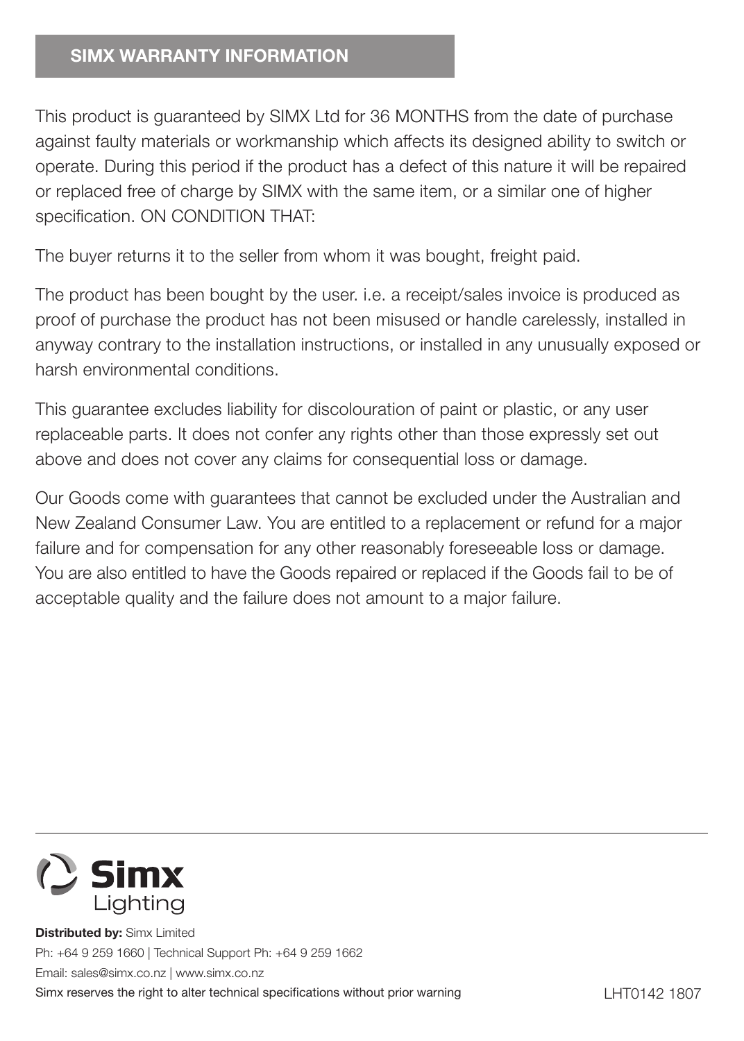## SIMX WARRANTY INFORMATION

This product is guaranteed by SIMX Ltd for 36 MONTHS from the date of purchase against faulty materials or workmanship which affects its designed ability to switch or operate. During this period if the product has a defect of this nature it will be repaired or replaced free of charge by SIMX with the same item, or a similar one of higher specification. ON CONDITION THAT:

The buyer returns it to the seller from whom it was bought, freight paid.

The product has been bought by the user. i.e. a receipt/sales invoice is produced as proof of purchase the product has not been misused or handle carelessly, installed in anyway contrary to the installation instructions, or installed in any unusually exposed or harsh environmental conditions.

This guarantee excludes liability for discolouration of paint or plastic, or any user replaceable parts. It does not confer any rights other than those expressly set out above and does not cover any claims for consequential loss or damage.

Our Goods come with guarantees that cannot be excluded under the Australian and New Zealand Consumer Law. You are entitled to a replacement or refund for a major failure and for compensation for any other reasonably foreseeable loss or damage. You are also entitled to have the Goods repaired or replaced if the Goods fail to be of acceptable quality and the failure does not amount to a major failure.

Simx Lighting

**Distributed by:** Simx Limited
Ph: +64 9 259 1660 | Technical Support Ph: +64 9 259 1662
Email: sales@simx.co.nz | www.simx.co.nz
Simx reserves the right to alter technical specifications without prior warning

LHT0142 1807